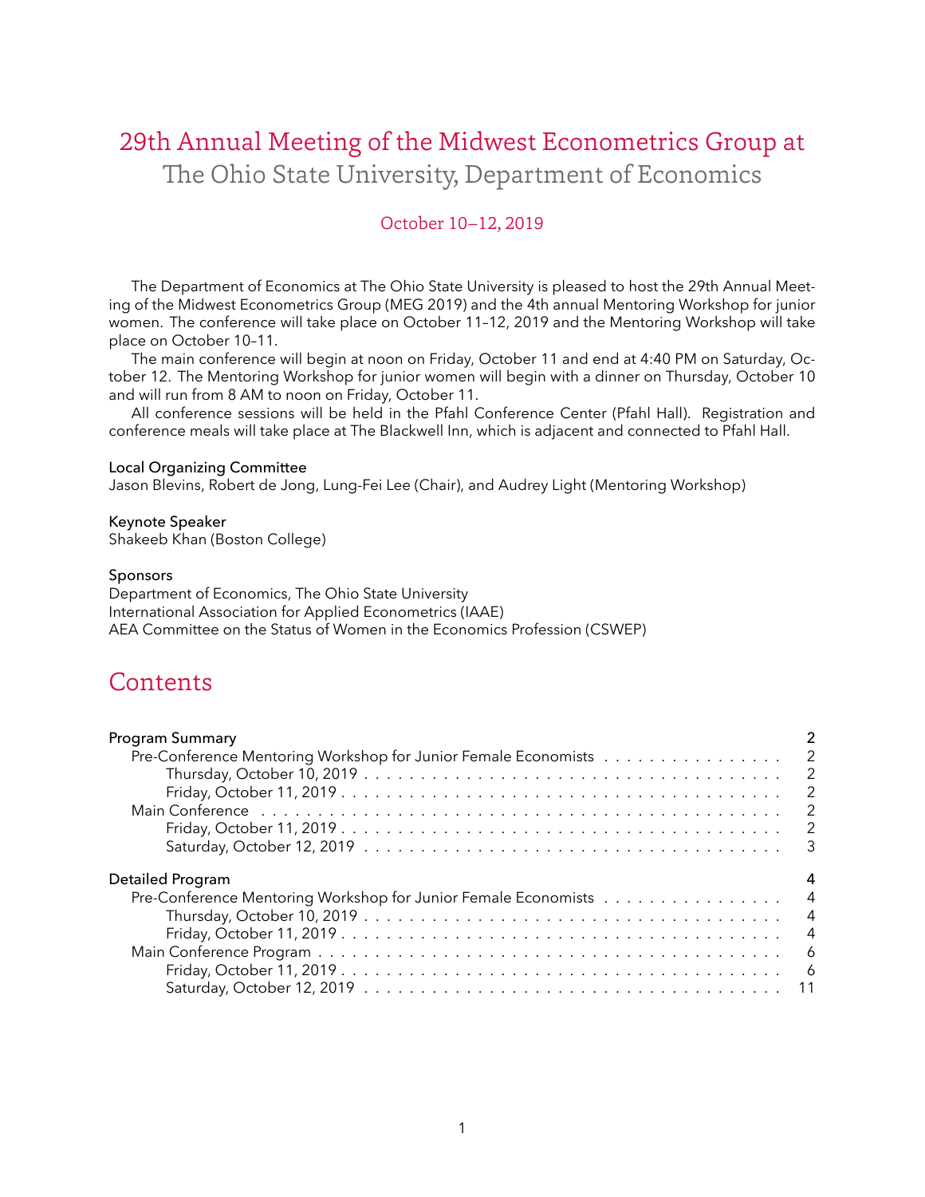# 29th Annual Meeting of the Midwest Econometrics Group at
## The Ohio State University, Department of Economics

October 10–12, 2019

The Department of Economics at The Ohio State University is pleased to host the 29th Annual Meeting of the Midwest Econometrics Group (MEG 2019) and the 4th annual Mentoring Workshop for junior women. The conference will take place on October 11–12, 2019 and the Mentoring Workshop will take place on October 10–11.

The main conference will begin at noon on Friday, October 11 and end at 4:40 PM on Saturday, October 12. The Mentoring Workshop for junior women will begin with a dinner on Thursday, October 10 and will run from 8 AM to noon on Friday, October 11.

All conference sessions will be held in the Pfahl Conference Center (Pfahl Hall). Registration and conference meals will take place at The Blackwell Inn, which is adjacent and connected to Pfahl Hall.

**Local Organizing Committee**
Jason Blevins, Robert de Jong, Lung-Fei Lee (Chair), and Audrey Light (Mentoring Workshop)

**Keynote Speaker**
Shakeeb Khan (Boston College)

**Sponsors**
Department of Economics, The Ohio State University
International Association for Applied Econometrics (IAAE)
AEA Committee on the Status of Women in the Economics Profession (CSWEP)

## Contents

- Program Summary ... 2
  - Pre-Conference Mentoring Workshop for Junior Female Economists ... 2
    - Thursday, October 10, 2019 ... 2
    - Friday, October 11, 2019 ... 2
  - Main Conference ... 2
    - Friday, October 11, 2019 ... 2
    - Saturday, October 12, 2019 ... 3
- Detailed Program ... 4
  - Pre-Conference Mentoring Workshop for Junior Female Economists ... 4
    - Thursday, October 10, 2019 ... 4
    - Friday, October 11, 2019 ... 4
  - Main Conference Program ... 6
    - Friday, October 11, 2019 ... 6
    - Saturday, October 12, 2019 ... 11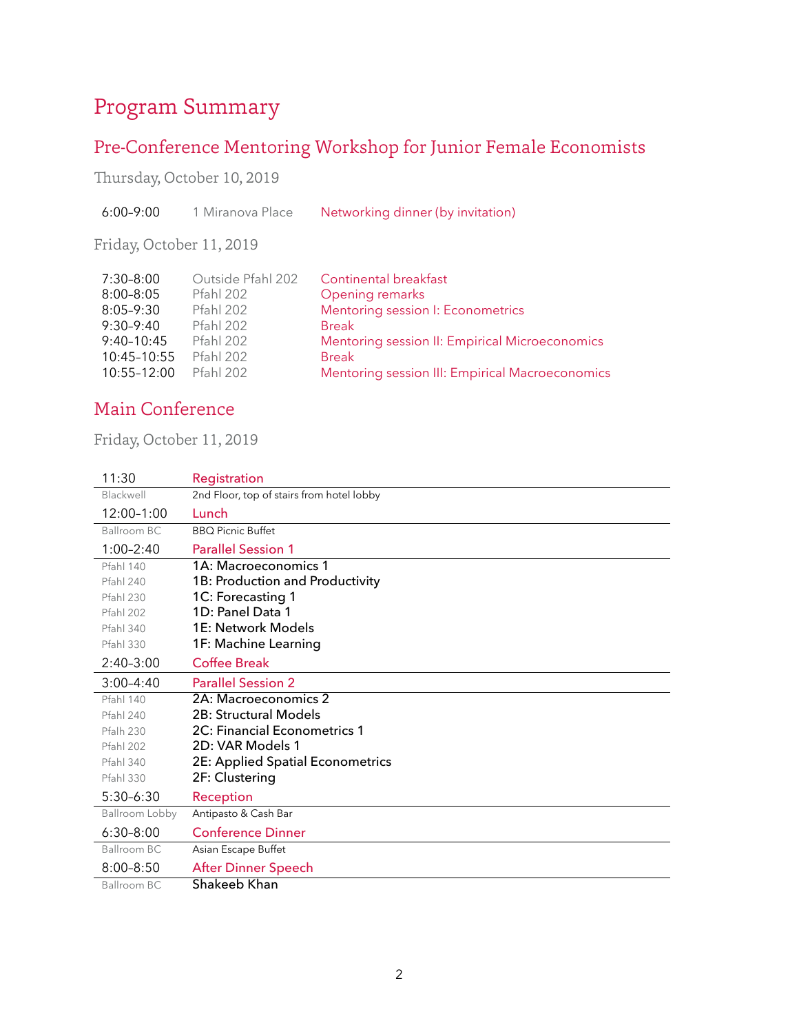# Program Summary

## Pre-Conference Mentoring Workshop for Junior Female Economists

### Thursday, October 10, 2019

| | | |
|---|---|---|
| 6:00–9:00 | 1 Miranova Place | Networking dinner (by invitation) |

### Friday, October 11, 2019

| | | |
|---|---|---|
| 7:30–8:00 | Outside Pfahl 202 | Continental breakfast |
| 8:00–8:05 | Pfahl 202 | Opening remarks |
| 8:05–9:30 | Pfahl 202 | Mentoring session I: Econometrics |
| 9:30–9:40 | Pfahl 202 | Break |
| 9:40–10:45 | Pfahl 202 | Mentoring session II: Empirical Microeconomics |
| 10:45–10:55 | Pfahl 202 | Break |
| 10:55–12:00 | Pfahl 202 | Mentoring session III: Empirical Macroeconomics |

## Main Conference

### Friday, October 11, 2019

| | |
|---|---|
| 11:30 | Registration |
| Blackwell | 2nd Floor, top of stairs from hotel lobby |
| 12:00–1:00 | Lunch |
| Ballroom BC | BBQ Picnic Buffet |
| 1:00–2:40 | Parallel Session 1 |
| Pfahl 140 | 1A: Macroeconomics 1 |
| Pfahl 240 | 1B: Production and Productivity |
| Pfahl 230 | 1C: Forecasting 1 |
| Pfahl 202 | 1D: Panel Data 1 |
| Pfahl 340 | 1E: Network Models |
| Pfahl 330 | 1F: Machine Learning |
| 2:40–3:00 | Coffee Break |
| 3:00–4:40 | Parallel Session 2 |
| Pfahl 140 | 2A: Macroeconomics 2 |
| Pfahl 240 | 2B: Structural Models |
| Pfalh 230 | 2C: Financial Econometrics 1 |
| Pfahl 202 | 2D: VAR Models 1 |
| Pfahl 340 | 2E: Applied Spatial Econometrics |
| Pfahl 330 | 2F: Clustering |
| 5:30–6:30 | Reception |
| Ballroom Lobby | Antipasto & Cash Bar |
| 6:30–8:00 | Conference Dinner |
| Ballroom BC | Asian Escape Buffet |
| 8:00–8:50 | After Dinner Speech |
| Ballroom BC | Shakeeb Khan |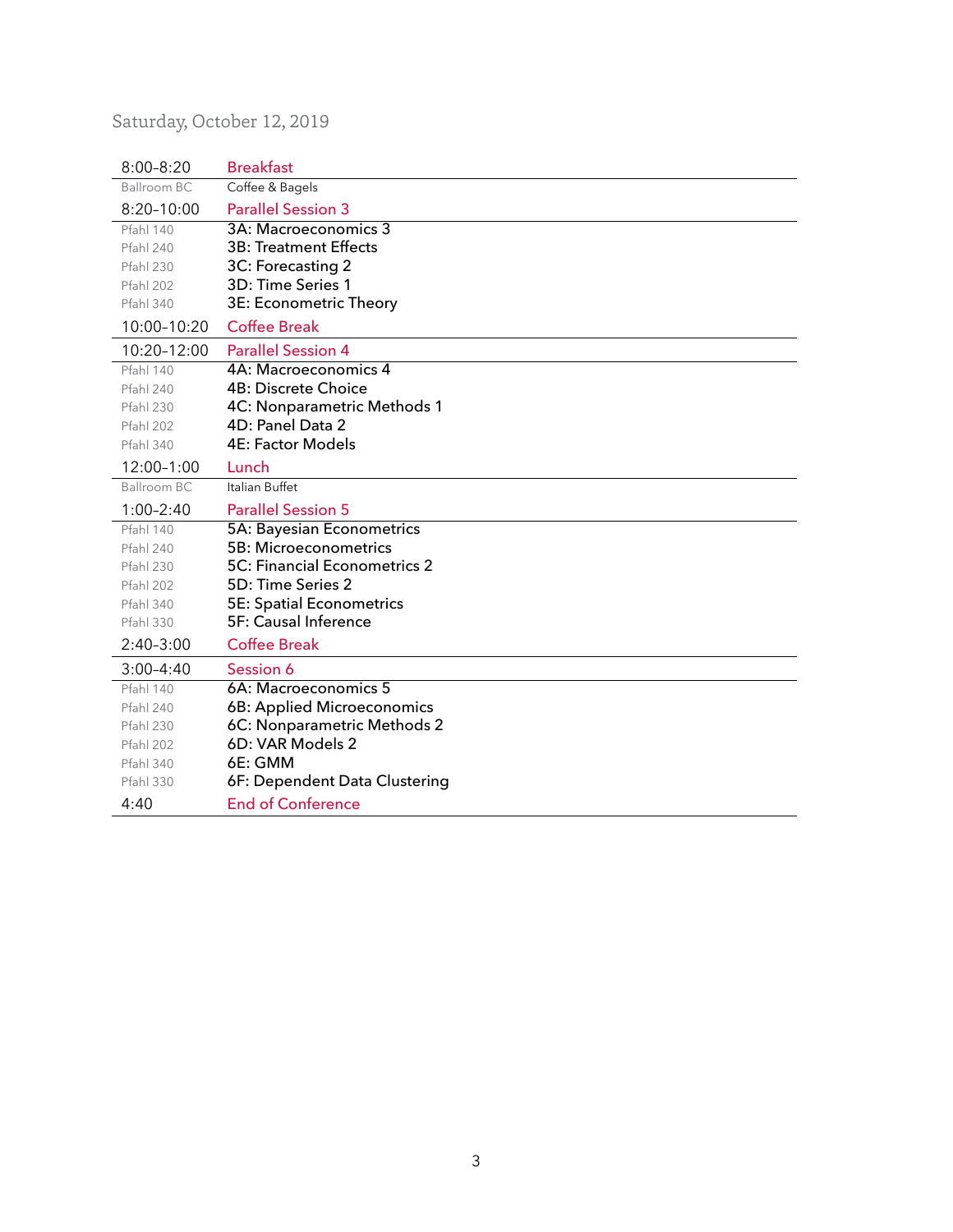## Saturday, October 12, 2019

| | |
|---|---|
| 8:00–8:20 | **Breakfast** |
| Ballroom BC | Coffee & Bagels |
| 8:20–10:00 | **Parallel Session 3** |
| Pfahl 140 | 3A: Macroeconomics 3 |
| Pfahl 240 | 3B: Treatment Effects |
| Pfahl 230 | 3C: Forecasting 2 |
| Pfahl 202 | 3D: Time Series 1 |
| Pfahl 340 | 3E: Econometric Theory |
| 10:00–10:20 | **Coffee Break** |
| 10:20–12:00 | **Parallel Session 4** |
| Pfahl 140 | 4A: Macroeconomics 4 |
| Pfahl 240 | 4B: Discrete Choice |
| Pfahl 230 | 4C: Nonparametric Methods 1 |
| Pfahl 202 | 4D: Panel Data 2 |
| Pfahl 340 | 4E: Factor Models |
| 12:00–1:00 | **Lunch** |
| Ballroom BC | Italian Buffet |
| 1:00–2:40 | **Parallel Session 5** |
| Pfahl 140 | 5A: Bayesian Econometrics |
| Pfahl 240 | 5B: Microeconometrics |
| Pfahl 230 | 5C: Financial Econometrics 2 |
| Pfahl 202 | 5D: Time Series 2 |
| Pfahl 340 | 5E: Spatial Econometrics |
| Pfahl 330 | 5F: Causal Inference |
| 2:40–3:00 | **Coffee Break** |
| 3:00–4:40 | **Session 6** |
| Pfahl 140 | 6A: Macroeconomics 5 |
| Pfahl 240 | 6B: Applied Microeconomics |
| Pfahl 230 | 6C: Nonparametric Methods 2 |
| Pfahl 202 | 6D: VAR Models 2 |
| Pfahl 340 | 6E: GMM |
| Pfahl 330 | 6F: Dependent Data Clustering |
| 4:40 | **End of Conference** |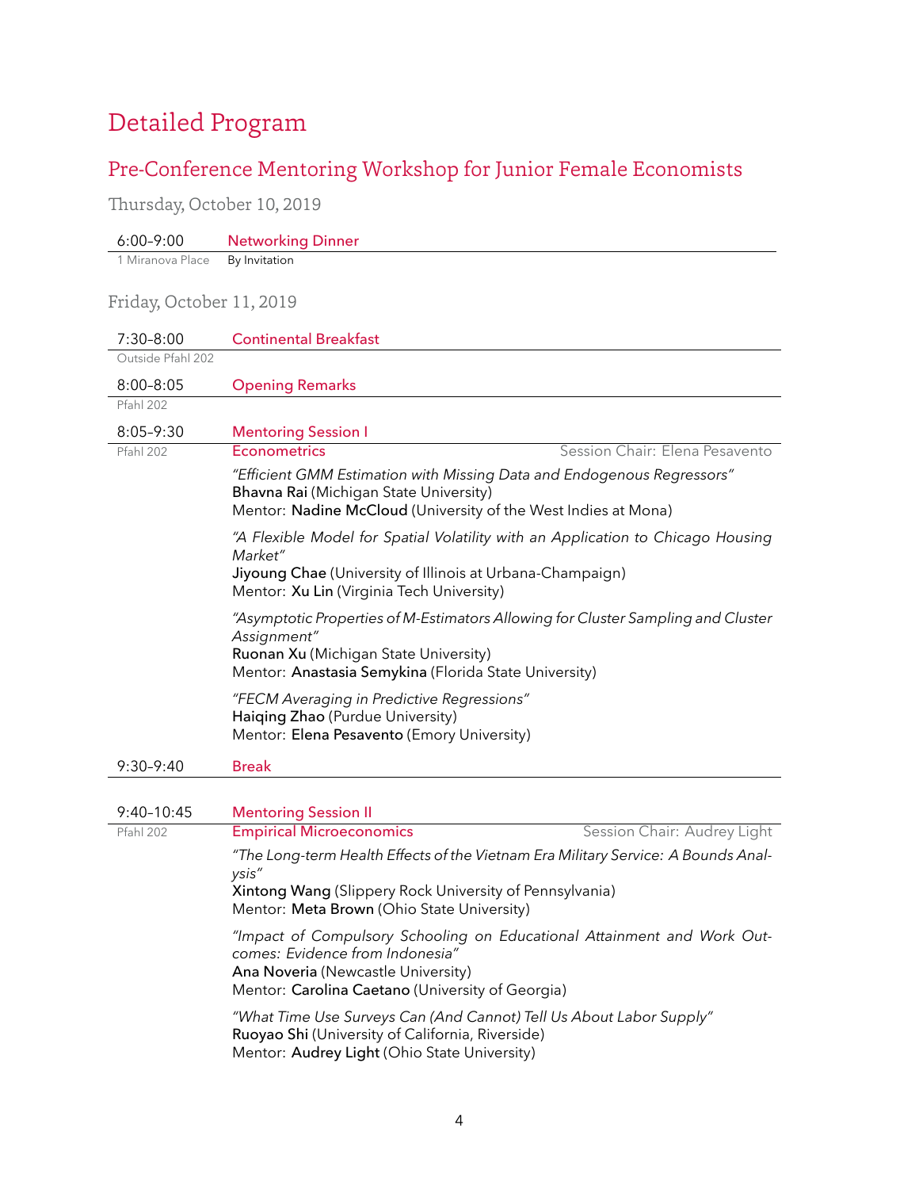# Detailed Program

## Pre-Conference Mentoring Workshop for Junior Female Economists

### Thursday, October 10, 2019

**6:00–9:00** Networking Dinner
1 Miranova Place — By Invitation

### Friday, October 11, 2019

**7:30–8:00** Continental Breakfast
Outside Pfahl 202

**8:00–8:05** Opening Remarks
Pfahl 202

**8:05–9:30** Mentoring Session I
Pfahl 202

**Econometrics** — Session Chair: Elena Pesavento

*"Efficient GMM Estimation with Missing Data and Endogenous Regressors"*
**Bhavna Rai** (Michigan State University)
Mentor: **Nadine McCloud** (University of the West Indies at Mona)

*"A Flexible Model for Spatial Volatility with an Application to Chicago Housing Market"*
**Jiyoung Chae** (University of Illinois at Urbana-Champaign)
Mentor: **Xu Lin** (Virginia Tech University)

*"Asymptotic Properties of M-Estimators Allowing for Cluster Sampling and Cluster Assignment"*
**Ruonan Xu** (Michigan State University)
Mentor: **Anastasia Semykina** (Florida State University)

*"FECM Averaging in Predictive Regressions"*
**Haiqing Zhao** (Purdue University)
Mentor: **Elena Pesavento** (Emory University)

**9:30–9:40** Break

**9:40–10:45** Mentoring Session II
Pfahl 202

**Empirical Microeconomics** — Session Chair: Audrey Light

*"The Long-term Health Effects of the Vietnam Era Military Service: A Bounds Analysis"*
**Xintong Wang** (Slippery Rock University of Pennsylvania)
Mentor: **Meta Brown** (Ohio State University)

*"Impact of Compulsory Schooling on Educational Attainment and Work Outcomes: Evidence from Indonesia"*
**Ana Noveria** (Newcastle University)
Mentor: **Carolina Caetano** (University of Georgia)

*"What Time Use Surveys Can (And Cannot) Tell Us About Labor Supply"*
**Ruoyao Shi** (University of California, Riverside)
Mentor: **Audrey Light** (Ohio State University)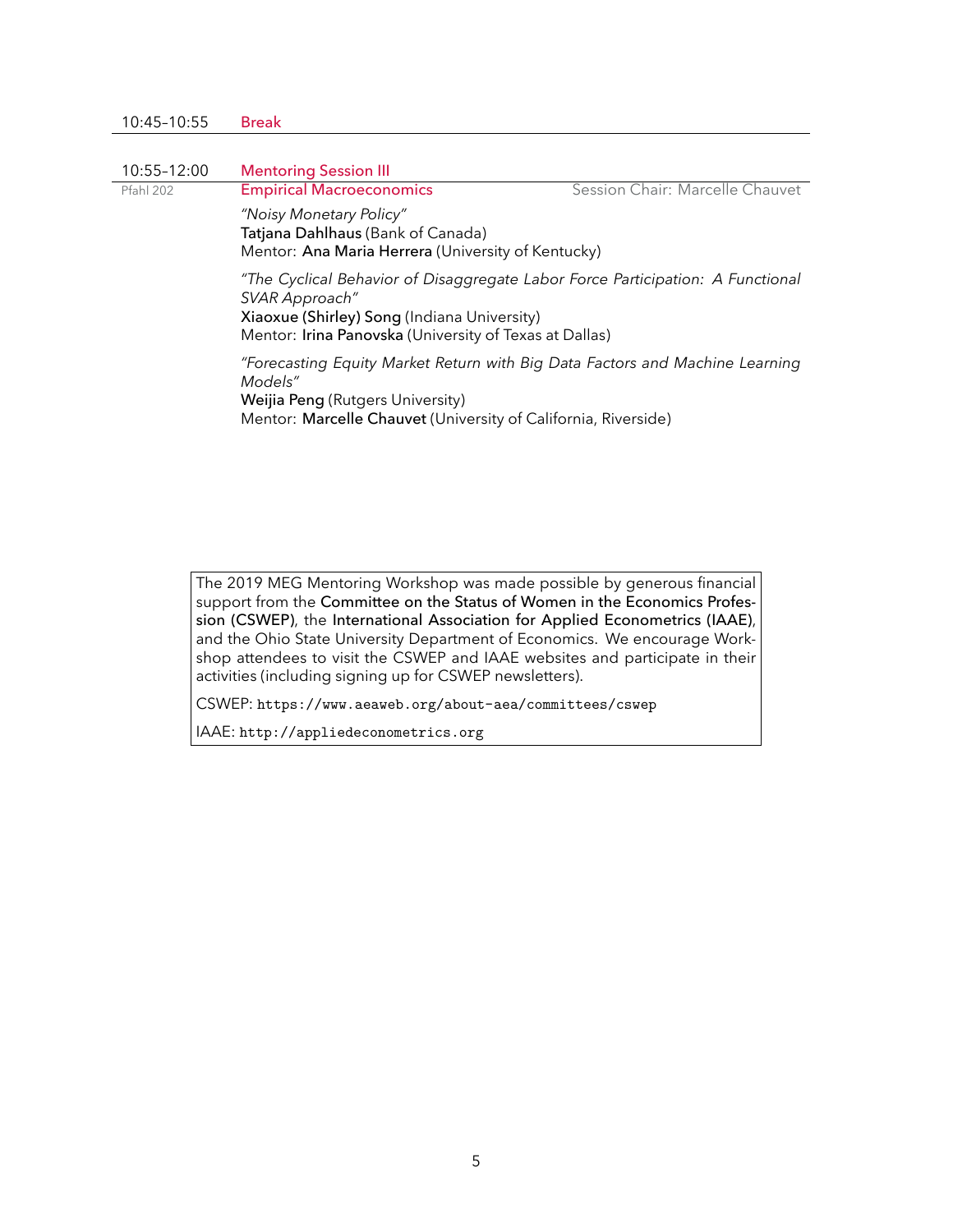10:45–10:55 Break

---

10:55–12:00 **Mentoring Session III**

Pfahl 202 **Empirical Macroeconomics** — Session Chair: Marcelle Chauvet

*"Noisy Monetary Policy"*
**Tatjana Dahlhaus** (Bank of Canada)
Mentor: **Ana Maria Herrera** (University of Kentucky)

*"The Cyclical Behavior of Disaggregate Labor Force Participation: A Functional SVAR Approach"*
**Xiaoxue (Shirley) Song** (Indiana University)
Mentor: **Irina Panovska** (University of Texas at Dallas)

*"Forecasting Equity Market Return with Big Data Factors and Machine Learning Models"*
**Weijia Peng** (Rutgers University)
Mentor: **Marcelle Chauvet** (University of California, Riverside)

---

The 2019 MEG Mentoring Workshop was made possible by generous financial support from the **Committee on the Status of Women in the Economics Profession (CSWEP)**, the **International Association for Applied Econometrics (IAAE)**, and the Ohio State University Department of Economics. We encourage Workshop attendees to visit the CSWEP and IAAE websites and participate in their activities (including signing up for CSWEP newsletters).

CSWEP: `https://www.aeaweb.org/about-aea/committees/cswep`

IAAE: `http://appliedeconometrics.org`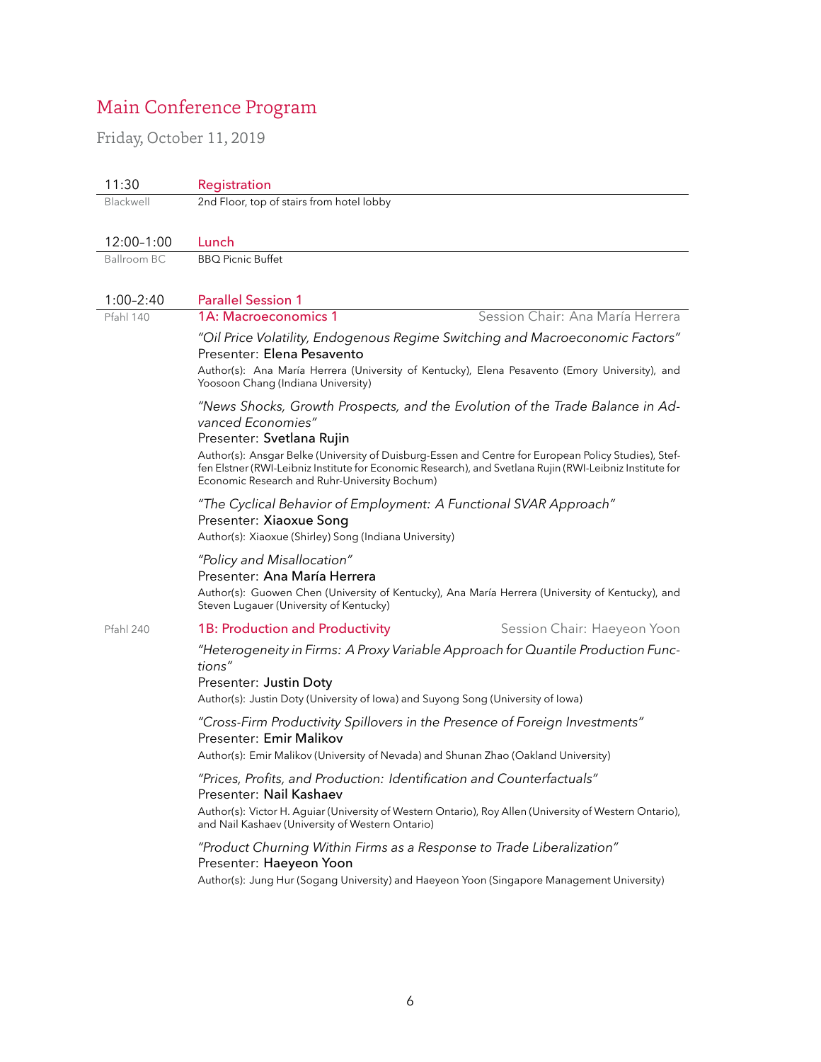# Main Conference Program

Friday, October 11, 2019

## 11:30 Registration

Blackwell — 2nd Floor, top of stairs from hotel lobby

## 12:00–1:00 Lunch

Ballroom BC — BBQ Picnic Buffet

## 1:00–2:40 Parallel Session 1

### Pfahl 140 — 1A: Macroeconomics 1

Session Chair: Ana María Herrera

*"Oil Price Volatility, Endogenous Regime Switching and Macroeconomic Factors"*
Presenter: **Elena Pesavento**
Author(s): Ana María Herrera (University of Kentucky), Elena Pesavento (Emory University), and Yoosoon Chang (Indiana University)

*"News Shocks, Growth Prospects, and the Evolution of the Trade Balance in Advanced Economies"*
Presenter: **Svetlana Rujin**
Author(s): Ansgar Belke (University of Duisburg-Essen and Centre for European Policy Studies), Steffen Elstner (RWI-Leibniz Institute for Economic Research), and Svetlana Rujin (RWI-Leibniz Institute for Economic Research and Ruhr-University Bochum)

*"The Cyclical Behavior of Employment: A Functional SVAR Approach"*
Presenter: **Xiaoxue Song**
Author(s): Xiaoxue (Shirley) Song (Indiana University)

*"Policy and Misallocation"*
Presenter: **Ana María Herrera**
Author(s): Guowen Chen (University of Kentucky), Ana María Herrera (University of Kentucky), and Steven Lugauer (University of Kentucky)

### Pfahl 240 — 1B: Production and Productivity

Session Chair: Haeyeon Yoon

*"Heterogeneity in Firms: A Proxy Variable Approach for Quantile Production Functions"*
Presenter: **Justin Doty**
Author(s): Justin Doty (University of Iowa) and Suyong Song (University of Iowa)

*"Cross-Firm Productivity Spillovers in the Presence of Foreign Investments"*
Presenter: **Emir Malikov**
Author(s): Emir Malikov (University of Nevada) and Shunan Zhao (Oakland University)

*"Prices, Profits, and Production: Identification and Counterfactuals"*
Presenter: **Nail Kashaev**
Author(s): Victor H. Aguiar (University of Western Ontario), Roy Allen (University of Western Ontario), and Nail Kashaev (University of Western Ontario)

*"Product Churning Within Firms as a Response to Trade Liberalization"*
Presenter: **Haeyeon Yoon**
Author(s): Jung Hur (Sogang University) and Haeyeon Yoon (Singapore Management University)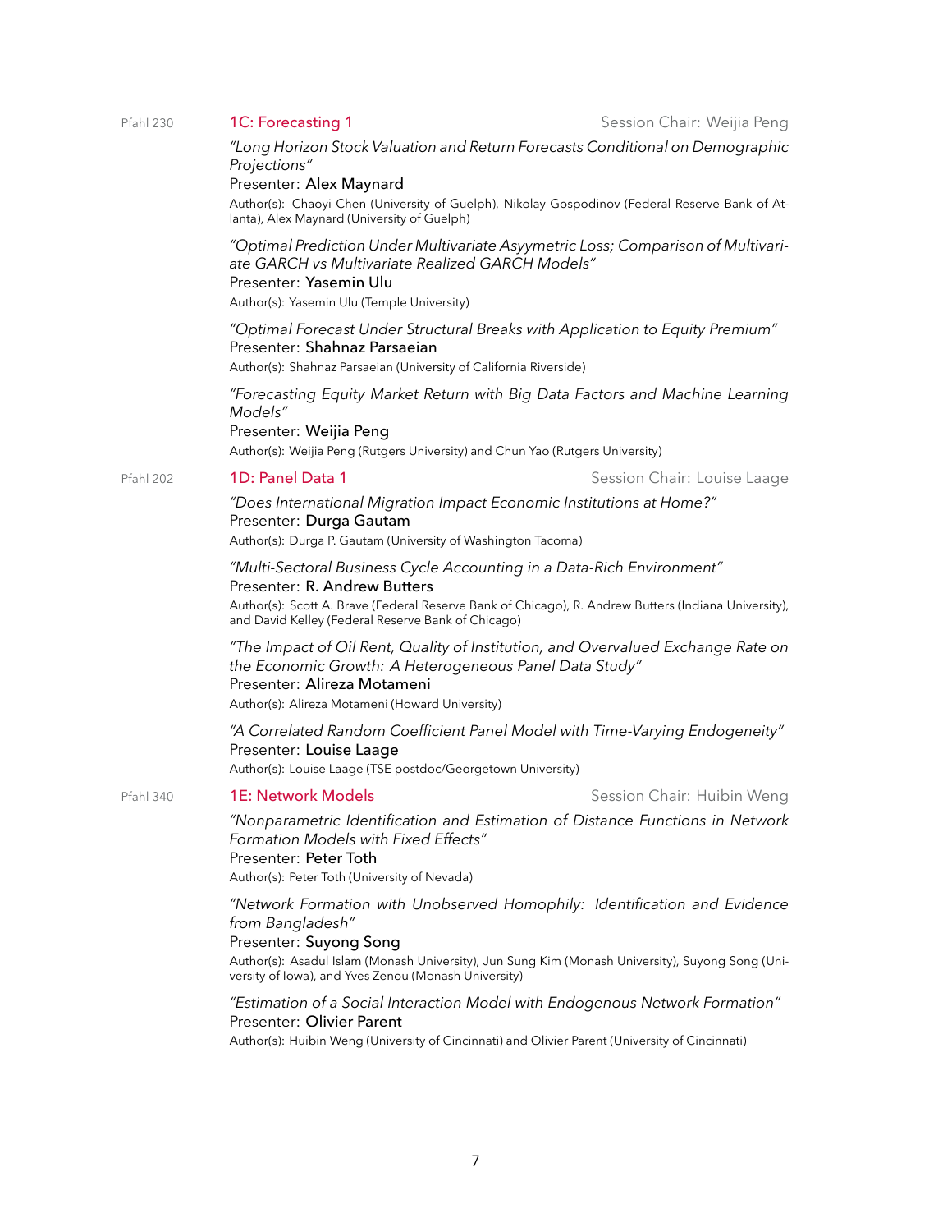Pfahl 230

## 1C: Forecasting 1

Session Chair: Weijia Peng

*"Long Horizon Stock Valuation and Return Forecasts Conditional on Demographic Projections"*
Presenter: **Alex Maynard**
Author(s): Chaoyi Chen (University of Guelph), Nikolay Gospodinov (Federal Reserve Bank of Atlanta), Alex Maynard (University of Guelph)

*"Optimal Prediction Under Multivariate Asyymetric Loss; Comparison of Multivariate GARCH vs Multivariate Realized GARCH Models"*
Presenter: **Yasemin Ulu**
Author(s): Yasemin Ulu (Temple University)

*"Optimal Forecast Under Structural Breaks with Application to Equity Premium"*
Presenter: **Shahnaz Parsaeian**
Author(s): Shahnaz Parsaeian (University of California Riverside)

*"Forecasting Equity Market Return with Big Data Factors and Machine Learning Models"*
Presenter: **Weijia Peng**
Author(s): Weijia Peng (Rutgers University) and Chun Yao (Rutgers University)

Pfahl 202

## 1D: Panel Data 1

Session Chair: Louise Laage

*"Does International Migration Impact Economic Institutions at Home?"*
Presenter: **Durga Gautam**
Author(s): Durga P. Gautam (University of Washington Tacoma)

*"Multi-Sectoral Business Cycle Accounting in a Data-Rich Environment"*
Presenter: **R. Andrew Butters**
Author(s): Scott A. Brave (Federal Reserve Bank of Chicago), R. Andrew Butters (Indiana University), and David Kelley (Federal Reserve Bank of Chicago)

*"The Impact of Oil Rent, Quality of Institution, and Overvalued Exchange Rate on the Economic Growth: A Heterogeneous Panel Data Study"*
Presenter: **Alireza Motameni**
Author(s): Alireza Motameni (Howard University)

*"A Correlated Random Coefficient Panel Model with Time-Varying Endogeneity"*
Presenter: **Louise Laage**
Author(s): Louise Laage (TSE postdoc/Georgetown University)

Pfahl 340

## 1E: Network Models

Session Chair: Huibin Weng

*"Nonparametric Identification and Estimation of Distance Functions in Network Formation Models with Fixed Effects"*
Presenter: **Peter Toth**
Author(s): Peter Toth (University of Nevada)

*"Network Formation with Unobserved Homophily: Identification and Evidence from Bangladesh"*
Presenter: **Suyong Song**
Author(s): Asadul Islam (Monash University), Jun Sung Kim (Monash University), Suyong Song (University of Iowa), and Yves Zenou (Monash University)

*"Estimation of a Social Interaction Model with Endogenous Network Formation"*
Presenter: **Olivier Parent**
Author(s): Huibin Weng (University of Cincinnati) and Olivier Parent (University of Cincinnati)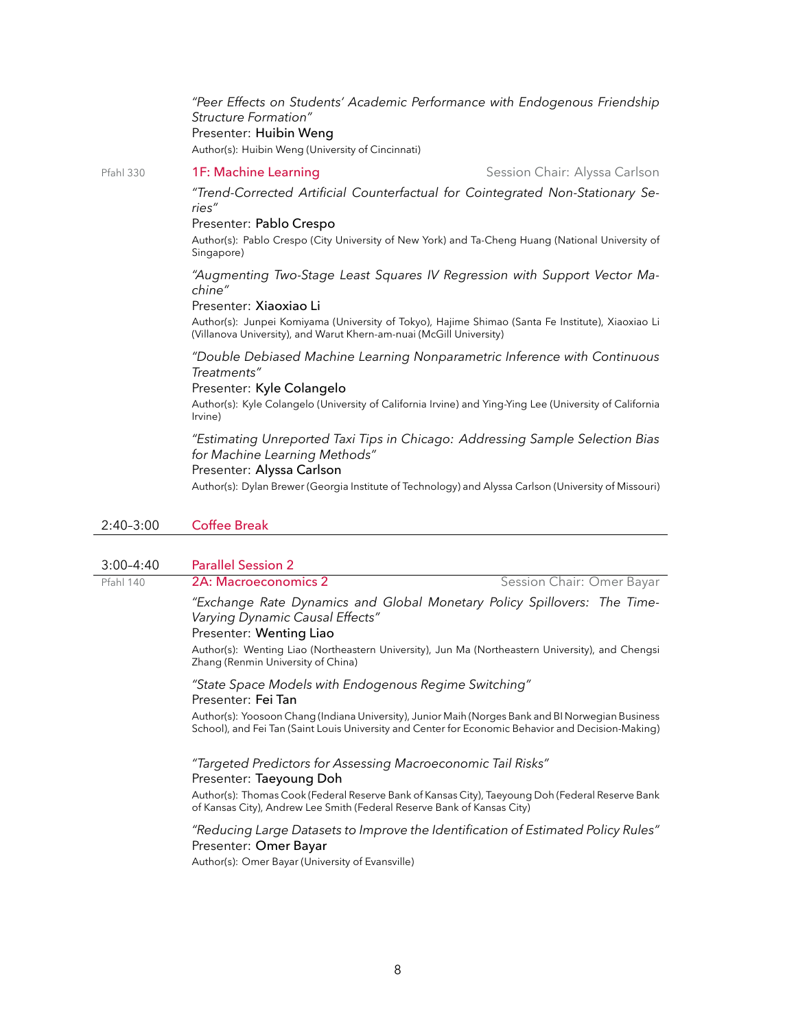*"Peer Effects on Students' Academic Performance with Endogenous Friendship Structure Formation"*
Presenter: **Huibin Weng**
Author(s): Huibin Weng (University of Cincinnati)

Pfahl 330 — **1F: Machine Learning** — Session Chair: Alyssa Carlson

*"Trend-Corrected Artificial Counterfactual for Cointegrated Non-Stationary Series"*
Presenter: **Pablo Crespo**
Author(s): Pablo Crespo (City University of New York) and Ta-Cheng Huang (National University of Singapore)

*"Augmenting Two-Stage Least Squares IV Regression with Support Vector Machine"*
Presenter: **Xiaoxiao Li**
Author(s): Junpei Komiyama (University of Tokyo), Hajime Shimao (Santa Fe Institute), Xiaoxiao Li (Villanova University), and Warut Khern-am-nuai (McGill University)

*"Double Debiased Machine Learning Nonparametric Inference with Continuous Treatments"*
Presenter: **Kyle Colangelo**
Author(s): Kyle Colangelo (University of California Irvine) and Ying-Ying Lee (University of California Irvine)

*"Estimating Unreported Taxi Tips in Chicago: Addressing Sample Selection Bias for Machine Learning Methods"*
Presenter: **Alyssa Carlson**
Author(s): Dylan Brewer (Georgia Institute of Technology) and Alyssa Carlson (University of Missouri)

## 2:40–3:00 Coffee Break

## 3:00–4:40 Parallel Session 2

Pfahl 140 — **2A: Macroeconomics 2** — Session Chair: Omer Bayar

*"Exchange Rate Dynamics and Global Monetary Policy Spillovers: The Time-Varying Dynamic Causal Effects"*
Presenter: **Wenting Liao**
Author(s): Wenting Liao (Northeastern University), Jun Ma (Northeastern University), and Chengsi Zhang (Renmin University of China)

*"State Space Models with Endogenous Regime Switching"*
Presenter: **Fei Tan**
Author(s): Yoosoon Chang (Indiana University), Junior Maih (Norges Bank and BI Norwegian Business School), and Fei Tan (Saint Louis University and Center for Economic Behavior and Decision-Making)

*"Targeted Predictors for Assessing Macroeconomic Tail Risks"*
Presenter: **Taeyoung Doh**
Author(s): Thomas Cook (Federal Reserve Bank of Kansas City), Taeyoung Doh (Federal Reserve Bank of Kansas City), Andrew Lee Smith (Federal Reserve Bank of Kansas City)

*"Reducing Large Datasets to Improve the Identification of Estimated Policy Rules"*
Presenter: **Omer Bayar**
Author(s): Omer Bayar (University of Evansville)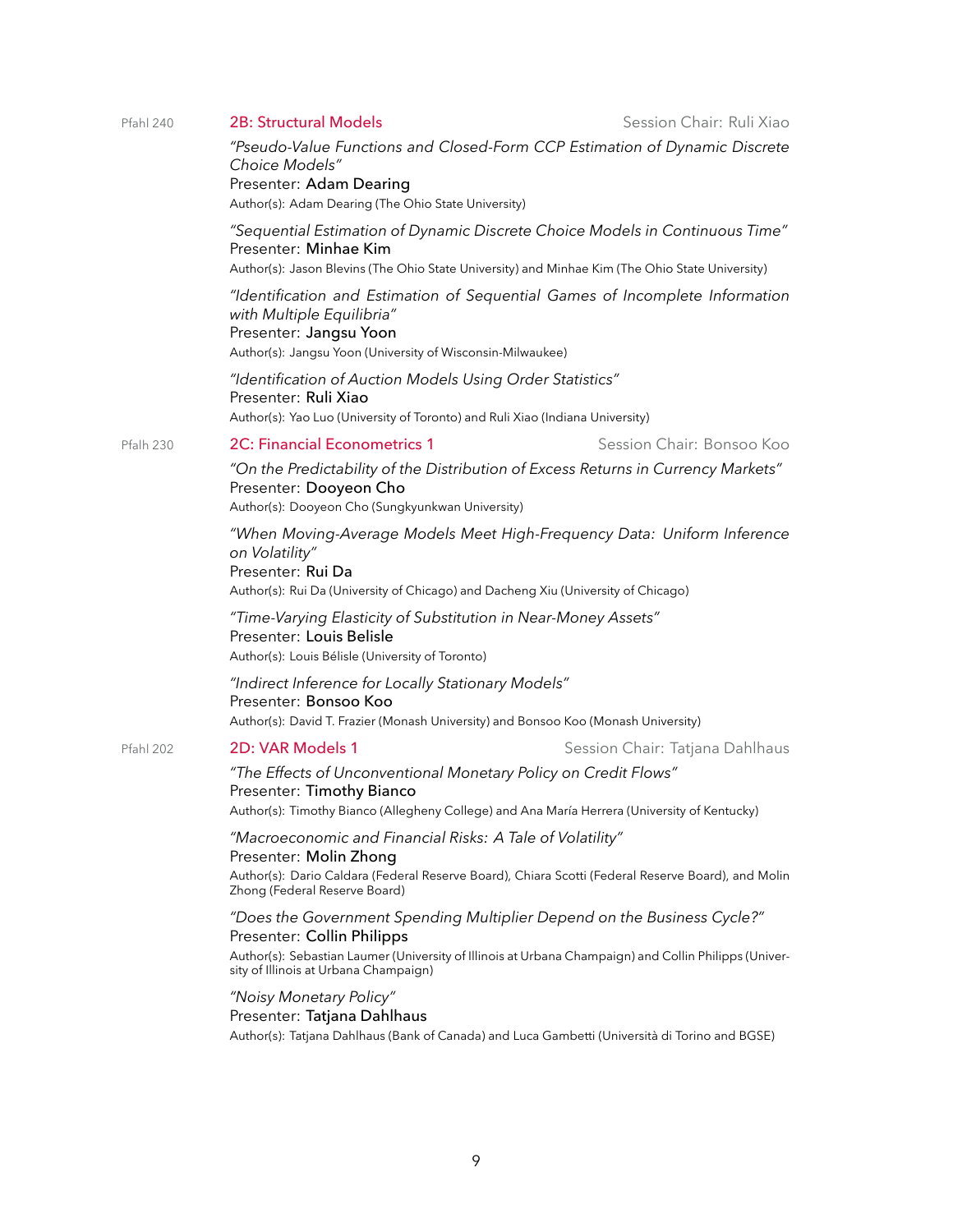Pfahl 240

## 2B: Structural Models

Session Chair: Ruli Xiao

*"Pseudo-Value Functions and Closed-Form CCP Estimation of Dynamic Discrete Choice Models"*
Presenter: **Adam Dearing**
Author(s): Adam Dearing (The Ohio State University)

*"Sequential Estimation of Dynamic Discrete Choice Models in Continuous Time"*
Presenter: **Minhae Kim**
Author(s): Jason Blevins (The Ohio State University) and Minhae Kim (The Ohio State University)

*"Identification and Estimation of Sequential Games of Incomplete Information with Multiple Equilibria"*
Presenter: **Jangsu Yoon**
Author(s): Jangsu Yoon (University of Wisconsin-Milwaukee)

*"Identification of Auction Models Using Order Statistics"*
Presenter: **Ruli Xiao**
Author(s): Yao Luo (University of Toronto) and Ruli Xiao (Indiana University)

Pfalh 230

## 2C: Financial Econometrics 1

Session Chair: Bonsoo Koo

*"On the Predictability of the Distribution of Excess Returns in Currency Markets"*
Presenter: **Dooyeon Cho**
Author(s): Dooyeon Cho (Sungkyunkwan University)

*"When Moving-Average Models Meet High-Frequency Data: Uniform Inference on Volatility"*
Presenter: **Rui Da**
Author(s): Rui Da (University of Chicago) and Dacheng Xiu (University of Chicago)

*"Time-Varying Elasticity of Substitution in Near-Money Assets"*
Presenter: **Louis Belisle**
Author(s): Louis Bélisle (University of Toronto)

*"Indirect Inference for Locally Stationary Models"*
Presenter: **Bonsoo Koo**
Author(s): David T. Frazier (Monash University) and Bonsoo Koo (Monash University)

Pfahl 202

## 2D: VAR Models 1

Session Chair: Tatjana Dahlhaus

*"The Effects of Unconventional Monetary Policy on Credit Flows"*
Presenter: **Timothy Bianco**
Author(s): Timothy Bianco (Allegheny College) and Ana María Herrera (University of Kentucky)

*"Macroeconomic and Financial Risks: A Tale of Volatility"*
Presenter: **Molin Zhong**
Author(s): Dario Caldara (Federal Reserve Board), Chiara Scotti (Federal Reserve Board), and Molin Zhong (Federal Reserve Board)

*"Does the Government Spending Multiplier Depend on the Business Cycle?"*
Presenter: **Collin Philipps**
Author(s): Sebastian Laumer (University of Illinois at Urbana Champaign) and Collin Philipps (University of Illinois at Urbana Champaign)

*"Noisy Monetary Policy"*
Presenter: **Tatjana Dahlhaus**
Author(s): Tatjana Dahlhaus (Bank of Canada) and Luca Gambetti (Università di Torino and BGSE)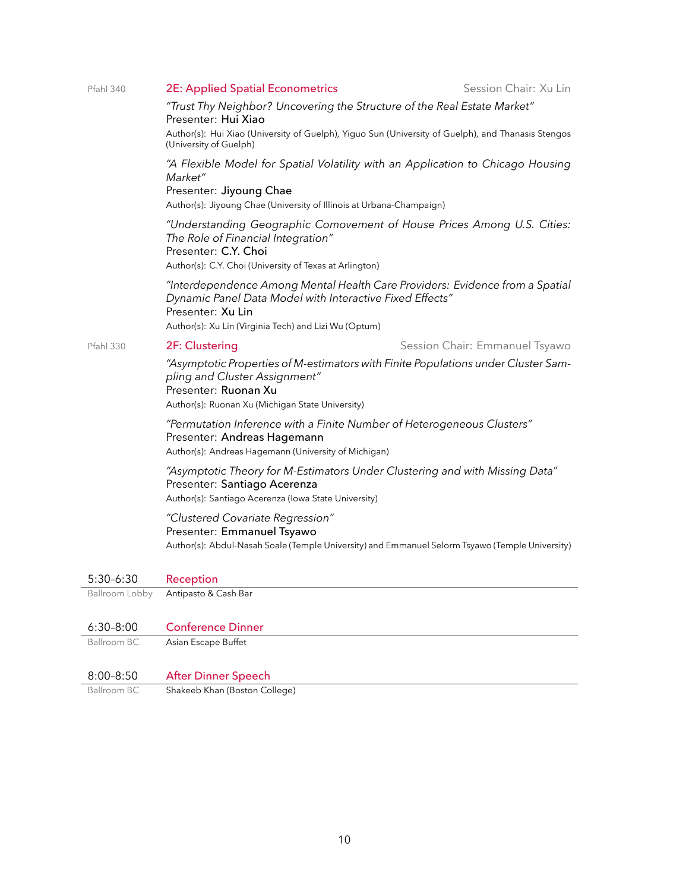Pfahl 340

### 2E: Applied Spatial Econometrics

Session Chair: Xu Lin

*"Trust Thy Neighbor? Uncovering the Structure of the Real Estate Market"*
Presenter: **Hui Xiao**
Author(s): Hui Xiao (University of Guelph), Yiguo Sun (University of Guelph), and Thanasis Stengos (University of Guelph)

*"A Flexible Model for Spatial Volatility with an Application to Chicago Housing Market"*
Presenter: **Jiyoung Chae**
Author(s): Jiyoung Chae (University of Illinois at Urbana-Champaign)

*"Understanding Geographic Comovement of House Prices Among U.S. Cities: The Role of Financial Integration"*
Presenter: **C.Y. Choi**
Author(s): C.Y. Choi (University of Texas at Arlington)

*"Interdependence Among Mental Health Care Providers: Evidence from a Spatial Dynamic Panel Data Model with Interactive Fixed Effects"*
Presenter: **Xu Lin**
Author(s): Xu Lin (Virginia Tech) and Lizi Wu (Optum)

Pfahl 330

### 2F: Clustering

Session Chair: Emmanuel Tsyawo

*"Asymptotic Properties of M-estimators with Finite Populations under Cluster Sampling and Cluster Assignment"*
Presenter: **Ruonan Xu**
Author(s): Ruonan Xu (Michigan State University)

*"Permutation Inference with a Finite Number of Heterogeneous Clusters"*
Presenter: **Andreas Hagemann**
Author(s): Andreas Hagemann (University of Michigan)

*"Asymptotic Theory for M-Estimators Under Clustering and with Missing Data"*
Presenter: **Santiago Acerenza**
Author(s): Santiago Acerenza (Iowa State University)

*"Clustered Covariate Regression"*
Presenter: **Emmanuel Tsyawo**
Author(s): Abdul-Nasah Soale (Temple University) and Emmanuel Selorm Tsyawo (Temple University)

## 5:30–6:30 Reception

Ballroom Lobby — Antipasto & Cash Bar

## 6:30–8:00 Conference Dinner

Ballroom BC — Asian Escape Buffet

## 8:00–8:50 After Dinner Speech

Ballroom BC — Shakeeb Khan (Boston College)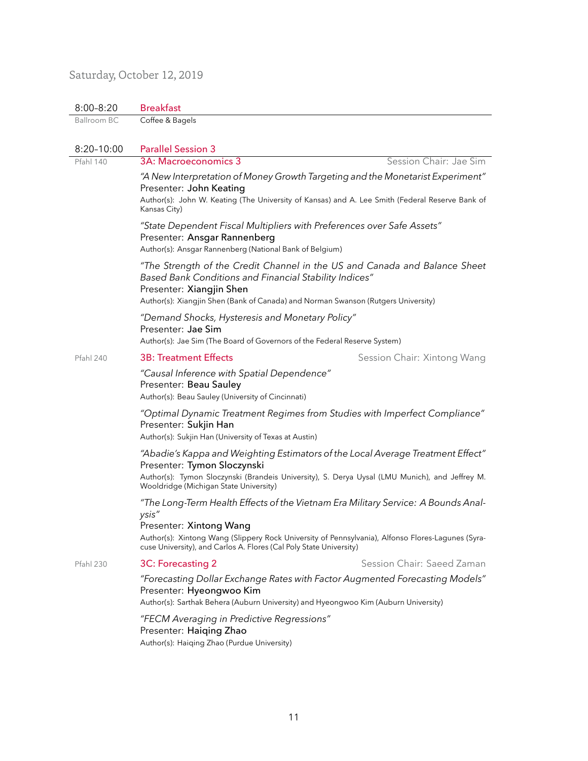Saturday, October 12, 2019

**8:00–8:20** — **Breakfast**

Ballroom BC — Coffee & Bagels

**8:20–10:00** — **Parallel Session 3**

Pfahl 140

### 3A: Macroeconomics 3

Session Chair: Jae Sim

*"A New Interpretation of Money Growth Targeting and the Monetarist Experiment"*
Presenter: **John Keating**
Author(s): John W. Keating (The University of Kansas) and A. Lee Smith (Federal Reserve Bank of Kansas City)

*"State Dependent Fiscal Multipliers with Preferences over Safe Assets"*
Presenter: **Ansgar Rannenberg**
Author(s): Ansgar Rannenberg (National Bank of Belgium)

*"The Strength of the Credit Channel in the US and Canada and Balance Sheet Based Bank Conditions and Financial Stability Indices"*
Presenter: **Xiangjin Shen**
Author(s): Xiangjin Shen (Bank of Canada) and Norman Swanson (Rutgers University)

*"Demand Shocks, Hysteresis and Monetary Policy"*
Presenter: **Jae Sim**
Author(s): Jae Sim (The Board of Governors of the Federal Reserve System)

Pfahl 240

### 3B: Treatment Effects

Session Chair: Xintong Wang

*"Causal Inference with Spatial Dependence"*
Presenter: **Beau Sauley**
Author(s): Beau Sauley (University of Cincinnati)

*"Optimal Dynamic Treatment Regimes from Studies with Imperfect Compliance"*
Presenter: **Sukjin Han**
Author(s): Sukjin Han (University of Texas at Austin)

*"Abadie's Kappa and Weighting Estimators of the Local Average Treatment Effect"*
Presenter: **Tymon Sloczynski**
Author(s): Tymon Sloczynski (Brandeis University), S. Derya Uysal (LMU Munich), and Jeffrey M. Wooldridge (Michigan State University)

*"The Long-Term Health Effects of the Vietnam Era Military Service: A Bounds Analysis"*
Presenter: **Xintong Wang**
Author(s): Xintong Wang (Slippery Rock University of Pennsylvania), Alfonso Flores-Lagunes (Syracuse University), and Carlos A. Flores (Cal Poly State University)

Pfahl 230

### 3C: Forecasting 2

Session Chair: Saeed Zaman

*"Forecasting Dollar Exchange Rates with Factor Augmented Forecasting Models"*
Presenter: **Hyeongwoo Kim**
Author(s): Sarthak Behera (Auburn University) and Hyeongwoo Kim (Auburn University)

*"FECM Averaging in Predictive Regressions"*
Presenter: **Haiqing Zhao**
Author(s): Haiqing Zhao (Purdue University)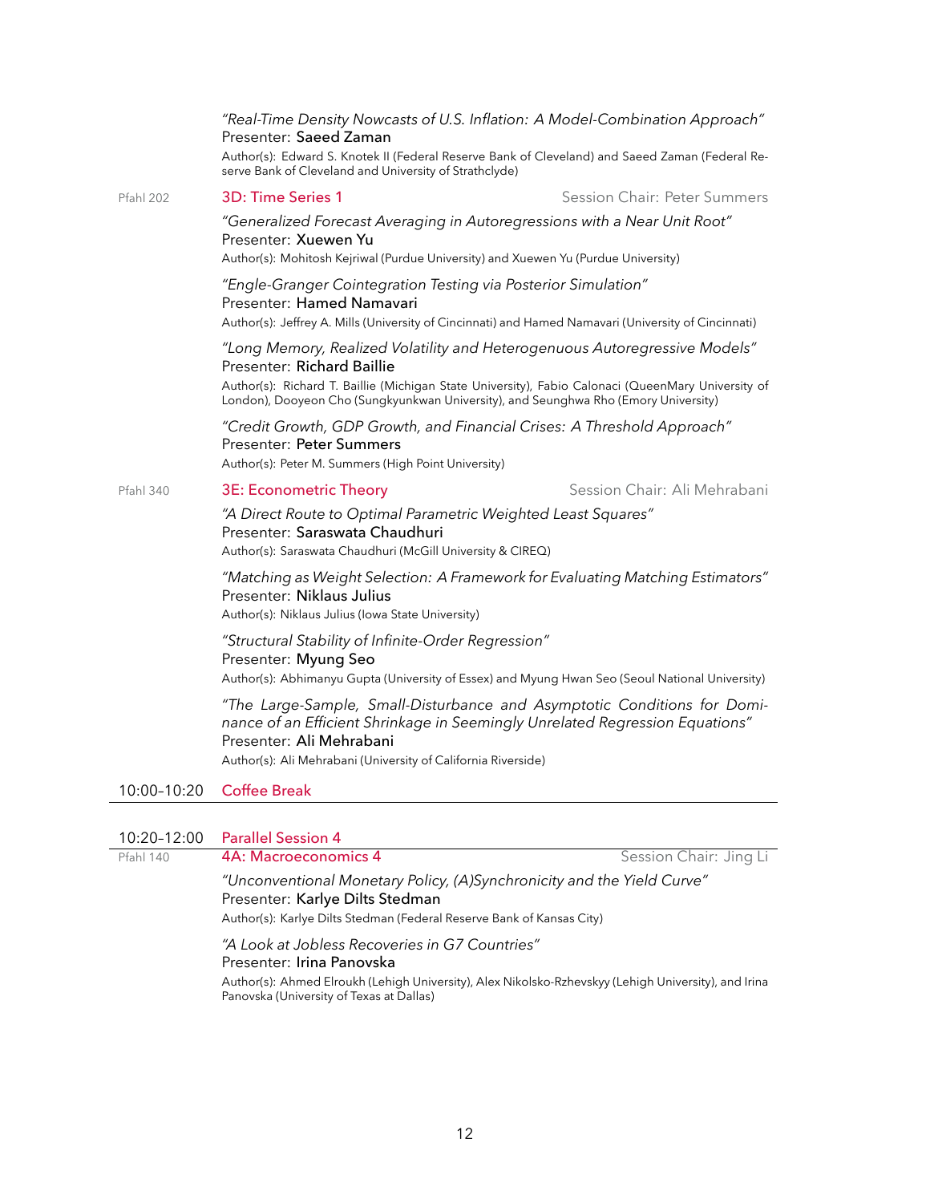*"Real-Time Density Nowcasts of U.S. Inflation: A Model-Combination Approach"*
Presenter: **Saeed Zaman**
Author(s): Edward S. Knotek II (Federal Reserve Bank of Cleveland) and Saeed Zaman (Federal Reserve Bank of Cleveland and University of Strathclyde)

Pfahl 202 — **3D: Time Series 1** — Session Chair: Peter Summers

*"Generalized Forecast Averaging in Autoregressions with a Near Unit Root"*
Presenter: **Xuewen Yu**
Author(s): Mohitosh Kejriwal (Purdue University) and Xuewen Yu (Purdue University)

*"Engle-Granger Cointegration Testing via Posterior Simulation"*
Presenter: **Hamed Namavari**
Author(s): Jeffrey A. Mills (University of Cincinnati) and Hamed Namavari (University of Cincinnati)

*"Long Memory, Realized Volatility and Heterogenuous Autoregressive Models"*
Presenter: **Richard Baillie**
Author(s): Richard T. Baillie (Michigan State University), Fabio Calonaci (QueenMary University of London), Dooyeon Cho (Sungkyunkwan University), and Seunghwa Rho (Emory University)

*"Credit Growth, GDP Growth, and Financial Crises: A Threshold Approach"*
Presenter: **Peter Summers**
Author(s): Peter M. Summers (High Point University)

Pfahl 340 — **3E: Econometric Theory** — Session Chair: Ali Mehrabani

*"A Direct Route to Optimal Parametric Weighted Least Squares"*
Presenter: **Saraswata Chaudhuri**
Author(s): Saraswata Chaudhuri (McGill University & CIREQ)

*"Matching as Weight Selection: A Framework for Evaluating Matching Estimators"*
Presenter: **Niklaus Julius**
Author(s): Niklaus Julius (Iowa State University)

*"Structural Stability of Infinite-Order Regression"*
Presenter: **Myung Seo**
Author(s): Abhimanyu Gupta (University of Essex) and Myung Hwan Seo (Seoul National University)

*"The Large-Sample, Small-Disturbance and Asymptotic Conditions for Dominance of an Efficient Shrinkage in Seemingly Unrelated Regression Equations"*
Presenter: **Ali Mehrabani**
Author(s): Ali Mehrabani (University of California Riverside)

10:00–10:20 **Coffee Break**

---

10:20–12:00 **Parallel Session 4**

Pfahl 140 — **4A: Macroeconomics 4** — Session Chair: Jing Li

*"Unconventional Monetary Policy, (A)Synchronicity and the Yield Curve"*
Presenter: **Karlye Dilts Stedman**
Author(s): Karlye Dilts Stedman (Federal Reserve Bank of Kansas City)

*"A Look at Jobless Recoveries in G7 Countries"*
Presenter: **Irina Panovska**
Author(s): Ahmed Elroukh (Lehigh University), Alex Nikolsko-Rzhevskyy (Lehigh University), and Irina Panovska (University of Texas at Dallas)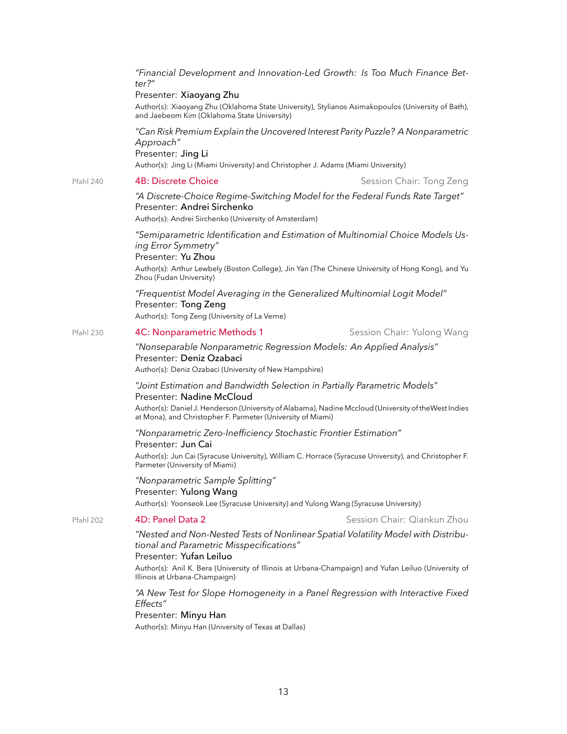*"Financial Development and Innovation-Led Growth: Is Too Much Finance Better?"*
Presenter: **Xiaoyang Zhu**
Author(s): Xiaoyang Zhu (Oklahoma State University), Stylianos Asimakopoulos (University of Bath), and Jaebeom Kim (Oklahoma State University)

*"Can Risk Premium Explain the Uncovered Interest Parity Puzzle? A Nonparametric Approach"*
Presenter: **Jing Li**
Author(s): Jing Li (Miami University) and Christopher J. Adams (Miami University)

Pfahl 240

## 4B: Discrete Choice

Session Chair: Tong Zeng

*"A Discrete-Choice Regime-Switching Model for the Federal Funds Rate Target"*
Presenter: **Andrei Sirchenko**
Author(s): Andrei Sirchenko (University of Amsterdam)

*"Semiparametric Identification and Estimation of Multinomial Choice Models Using Error Symmetry"*
Presenter: **Yu Zhou**
Author(s): Arthur Lewbely (Boston College), Jin Yan (The Chinese University of Hong Kong), and Yu Zhou (Fudan University)

*"Frequentist Model Averaging in the Generalized Multinomial Logit Model"*
Presenter: **Tong Zeng**
Author(s): Tong Zeng (University of La Verne)

Pfahl 230

## 4C: Nonparametric Methods 1

Session Chair: Yulong Wang

*"Nonseparable Nonparametric Regression Models: An Applied Analysis"*
Presenter: **Deniz Ozabaci**
Author(s): Deniz Ozabaci (University of New Hampshire)

*"Joint Estimation and Bandwidth Selection in Partially Parametric Models"*
Presenter: **Nadine McCloud**
Author(s): Daniel J. Henderson (University of Alabama), Nadine Mccloud (University of theWest Indies at Mona), and Christopher F. Parmeter (University of Miami)

*"Nonparametric Zero-Inefficiency Stochastic Frontier Estimation"*
Presenter: **Jun Cai**
Author(s): Jun Cai (Syracuse University), William C. Horrace (Syracuse University), and Christopher F. Parmeter (University of Miami)

*"Nonparametric Sample Splitting"*
Presenter: **Yulong Wang**
Author(s): Yoonseok Lee (Syracuse University) and Yulong Wang (Syracuse University)

Pfahl 202

## 4D: Panel Data 2

Session Chair: Qiankun Zhou

*"Nested and Non-Nested Tests of Nonlinear Spatial Volatility Model with Distributional and Parametric Misspecifications"*
Presenter: **Yufan Leiluo**
Author(s): Anil K. Bera (University of Illinois at Urbana-Champaign) and Yufan Leiluo (University of Illinois at Urbana-Champaign)

*"A New Test for Slope Homogeneity in a Panel Regression with Interactive Fixed Effects"*
Presenter: **Minyu Han**
Author(s): Minyu Han (University of Texas at Dallas)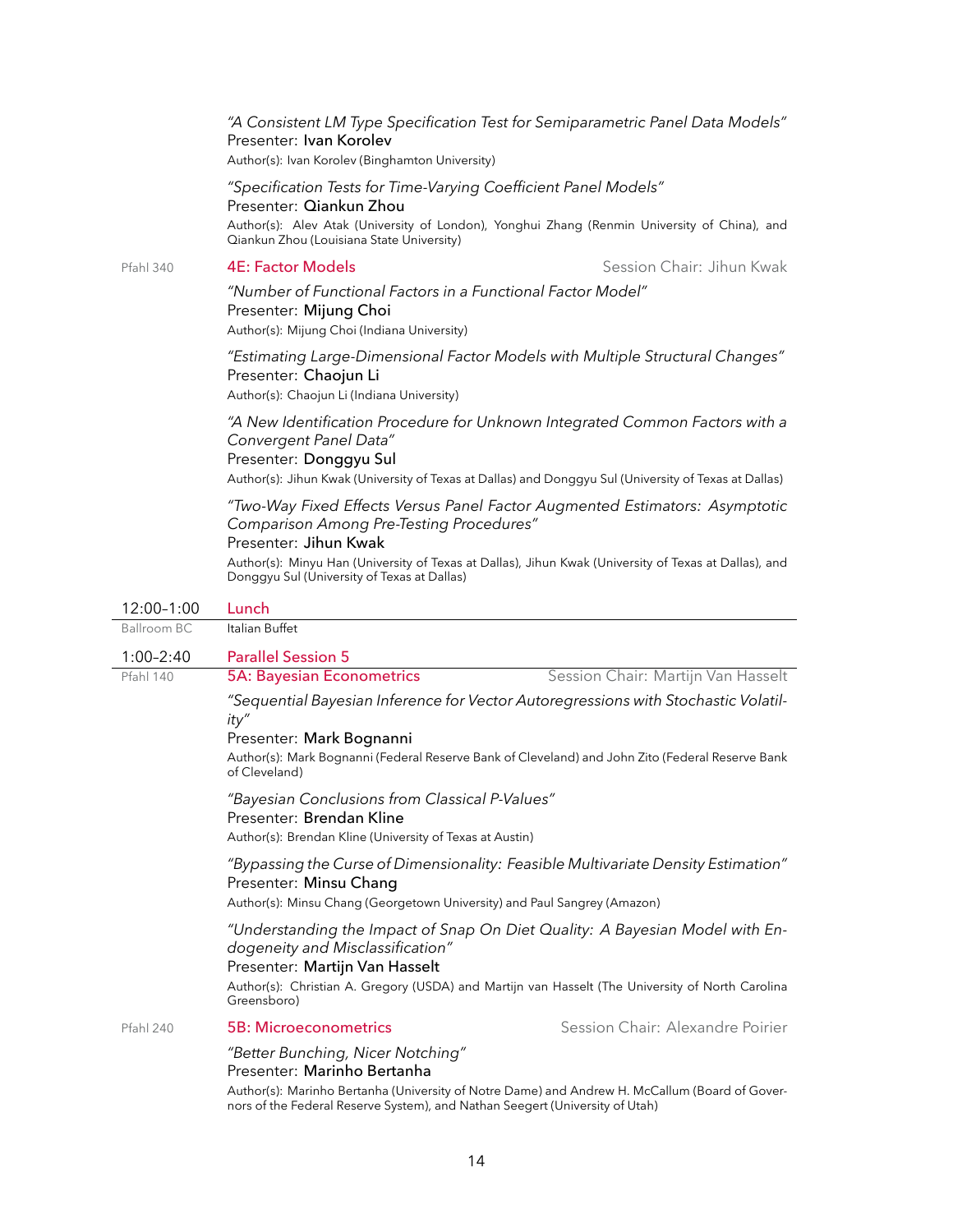*"A Consistent LM Type Specification Test for Semiparametric Panel Data Models"*
Presenter: **Ivan Korolev**
Author(s): Ivan Korolev (Binghamton University)

*"Specification Tests for Time-Varying Coefficient Panel Models"*
Presenter: **Qiankun Zhou**
Author(s): Alev Atak (University of London), Yonghui Zhang (Renmin University of China), and Qiankun Zhou (Louisiana State University)

Pfahl 340 — **4E: Factor Models** — Session Chair: Jihun Kwak

*"Number of Functional Factors in a Functional Factor Model"*
Presenter: **Mijung Choi**
Author(s): Mijung Choi (Indiana University)

*"Estimating Large-Dimensional Factor Models with Multiple Structural Changes"*
Presenter: **Chaojun Li**
Author(s): Chaojun Li (Indiana University)

*"A New Identification Procedure for Unknown Integrated Common Factors with a Convergent Panel Data"*
Presenter: **Donggyu Sul**
Author(s): Jihun Kwak (University of Texas at Dallas) and Donggyu Sul (University of Texas at Dallas)

*"Two-Way Fixed Effects Versus Panel Factor Augmented Estimators: Asymptotic Comparison Among Pre-Testing Procedures"*
Presenter: **Jihun Kwak**
Author(s): Minyu Han (University of Texas at Dallas), Jihun Kwak (University of Texas at Dallas), and Donggyu Sul (University of Texas at Dallas)

## 12:00–1:00 Lunch

Ballroom BC — Italian Buffet

## 1:00–2:40 Parallel Session 5

Pfahl 140 — **5A: Bayesian Econometrics** — Session Chair: Martijn Van Hasselt

*"Sequential Bayesian Inference for Vector Autoregressions with Stochastic Volatility"*
Presenter: **Mark Bognanni**
Author(s): Mark Bognanni (Federal Reserve Bank of Cleveland) and John Zito (Federal Reserve Bank of Cleveland)

*"Bayesian Conclusions from Classical P-Values"*
Presenter: **Brendan Kline**
Author(s): Brendan Kline (University of Texas at Austin)

*"Bypassing the Curse of Dimensionality: Feasible Multivariate Density Estimation"*
Presenter: **Minsu Chang**
Author(s): Minsu Chang (Georgetown University) and Paul Sangrey (Amazon)

*"Understanding the Impact of Snap On Diet Quality: A Bayesian Model with Endogeneity and Misclassification"*
Presenter: **Martijn Van Hasselt**
Author(s): Christian A. Gregory (USDA) and Martijn van Hasselt (The University of North Carolina Greensboro)

Pfahl 240 — **5B: Microeconometrics** — Session Chair: Alexandre Poirier

*"Better Bunching, Nicer Notching"*
Presenter: **Marinho Bertanha**
Author(s): Marinho Bertanha (University of Notre Dame) and Andrew H. McCallum (Board of Governors of the Federal Reserve System), and Nathan Seegert (University of Utah)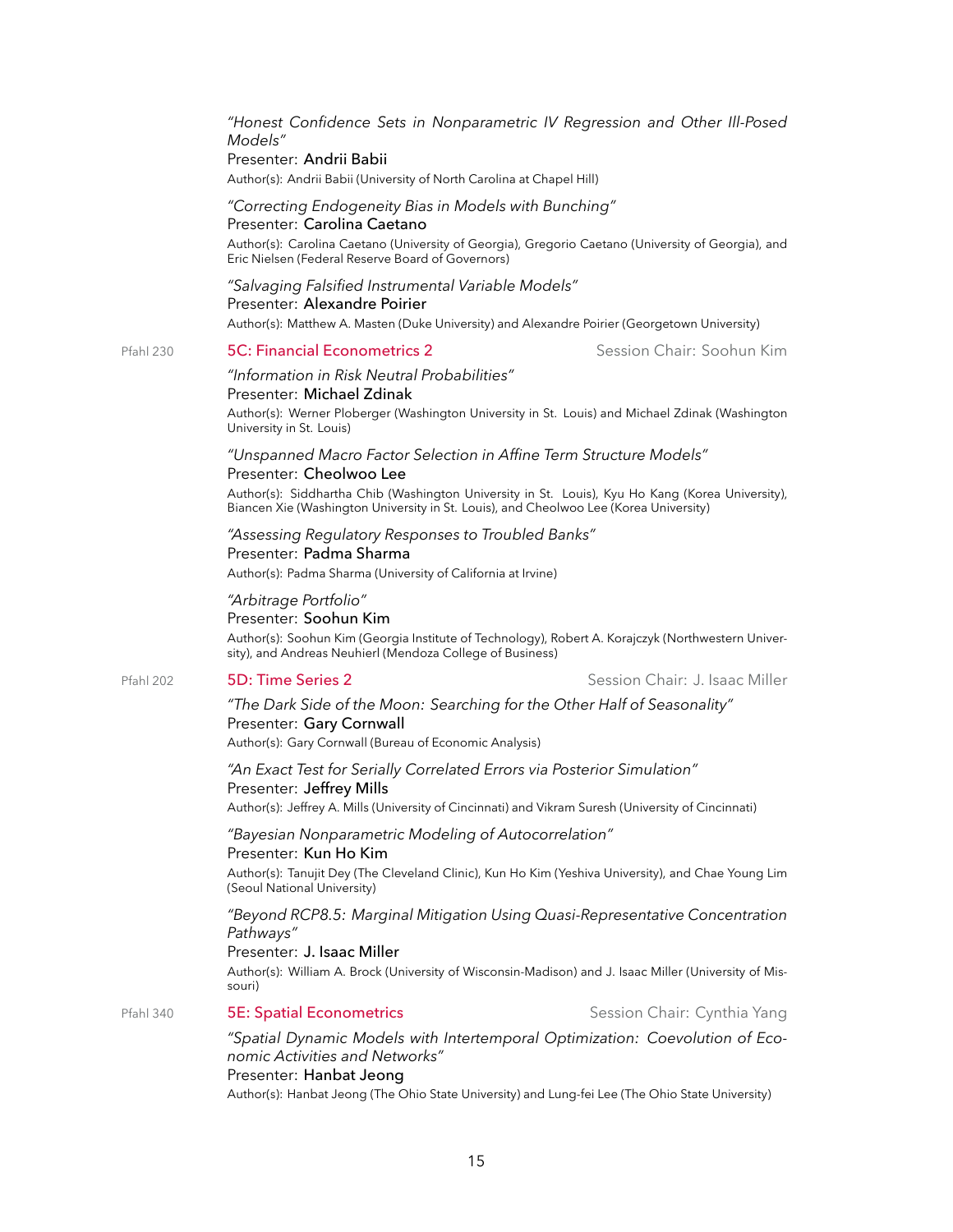*"Honest Confidence Sets in Nonparametric IV Regression and Other Ill-Posed Models"*
Presenter: Andrii Babii
Author(s): Andrii Babii (University of North Carolina at Chapel Hill)

*"Correcting Endogeneity Bias in Models with Bunching"*
Presenter: Carolina Caetano
Author(s): Carolina Caetano (University of Georgia), Gregorio Caetano (University of Georgia), and Eric Nielsen (Federal Reserve Board of Governors)

*"Salvaging Falsified Instrumental Variable Models"*
Presenter: Alexandre Poirier
Author(s): Matthew A. Masten (Duke University) and Alexandre Poirier (Georgetown University)

Pfahl 230

## 5C: Financial Econometrics 2

Session Chair: Soohun Kim

*"Information in Risk Neutral Probabilities"*
Presenter: Michael Zdinak
Author(s): Werner Ploberger (Washington University in St. Louis) and Michael Zdinak (Washington University in St. Louis)

*"Unspanned Macro Factor Selection in Affine Term Structure Models"*
Presenter: Cheolwoo Lee
Author(s): Siddhartha Chib (Washington University in St. Louis), Kyu Ho Kang (Korea University), Biancen Xie (Washington University in St. Louis), and Cheolwoo Lee (Korea University)

*"Assessing Regulatory Responses to Troubled Banks"*
Presenter: Padma Sharma
Author(s): Padma Sharma (University of California at Irvine)

*"Arbitrage Portfolio"*
Presenter: Soohun Kim
Author(s): Soohun Kim (Georgia Institute of Technology), Robert A. Korajczyk (Northwestern University), and Andreas Neuhierl (Mendoza College of Business)

Pfahl 202

## 5D: Time Series 2

Session Chair: J. Isaac Miller

*"The Dark Side of the Moon: Searching for the Other Half of Seasonality"*
Presenter: Gary Cornwall
Author(s): Gary Cornwall (Bureau of Economic Analysis)

*"An Exact Test for Serially Correlated Errors via Posterior Simulation"*
Presenter: Jeffrey Mills
Author(s): Jeffrey A. Mills (University of Cincinnati) and Vikram Suresh (University of Cincinnati)

*"Bayesian Nonparametric Modeling of Autocorrelation"*
Presenter: Kun Ho Kim
Author(s): Tanujit Dey (The Cleveland Clinic), Kun Ho Kim (Yeshiva University), and Chae Young Lim (Seoul National University)

*"Beyond RCP8.5: Marginal Mitigation Using Quasi-Representative Concentration Pathways"*
Presenter: J. Isaac Miller
Author(s): William A. Brock (University of Wisconsin-Madison) and J. Isaac Miller (University of Missouri)

Pfahl 340

## 5E: Spatial Econometrics

Session Chair: Cynthia Yang

*"Spatial Dynamic Models with Intertemporal Optimization: Coevolution of Economic Activities and Networks"*
Presenter: Hanbat Jeong
Author(s): Hanbat Jeong (The Ohio State University) and Lung-fei Lee (The Ohio State University)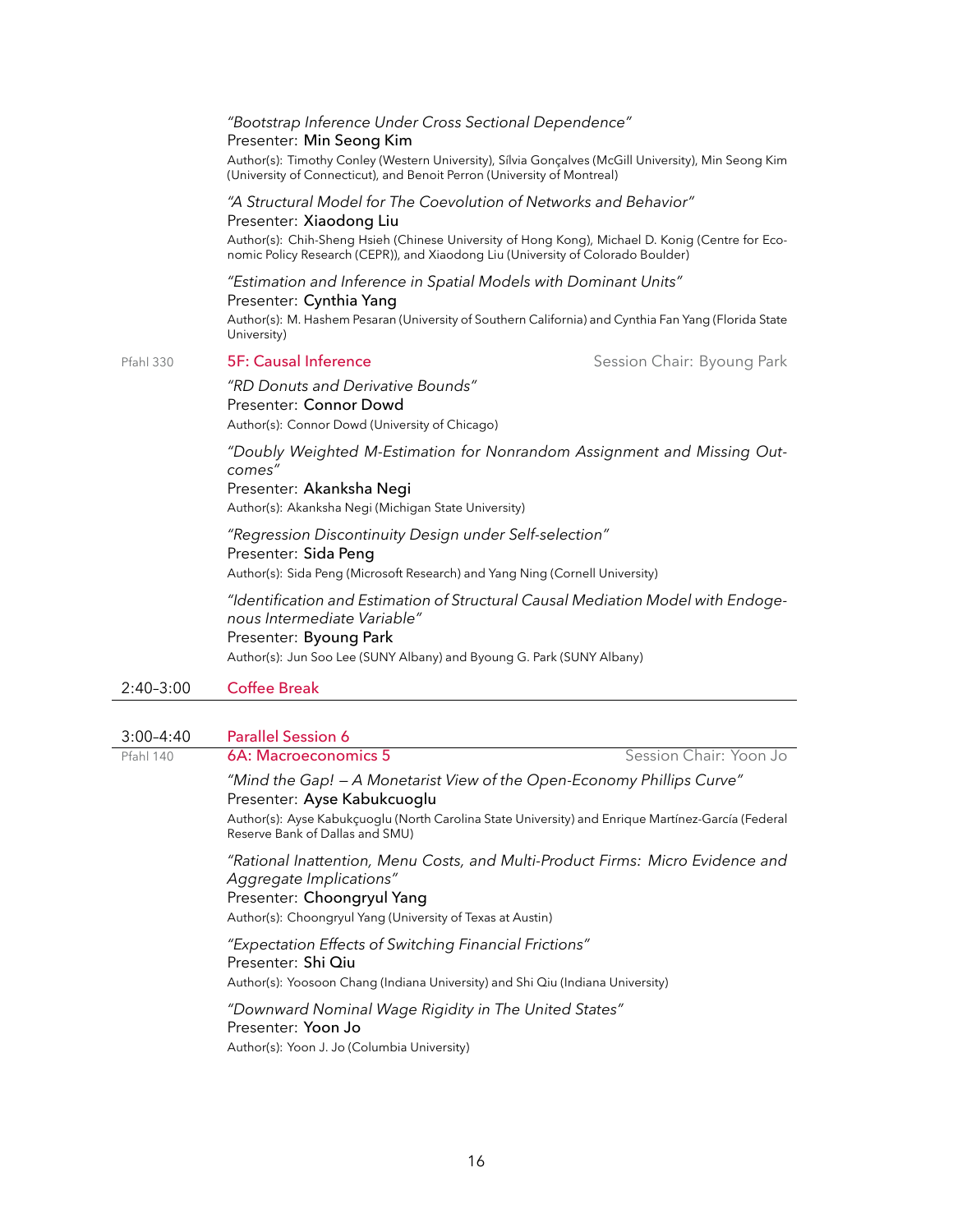*"Bootstrap Inference Under Cross Sectional Dependence"*
Presenter: **Min Seong Kim**
Author(s): Timothy Conley (Western University), Sílvia Gonçalves (McGill University), Min Seong Kim (University of Connecticut), and Benoit Perron (University of Montreal)

*"A Structural Model for The Coevolution of Networks and Behavior"*
Presenter: **Xiaodong Liu**
Author(s): Chih-Sheng Hsieh (Chinese University of Hong Kong), Michael D. Konig (Centre for Economic Policy Research (CEPR)), and Xiaodong Liu (University of Colorado Boulder)

*"Estimation and Inference in Spatial Models with Dominant Units"*
Presenter: **Cynthia Yang**
Author(s): M. Hashem Pesaran (University of Southern California) and Cynthia Fan Yang (Florida State University)

Pfahl 330 — **5F: Causal Inference** — Session Chair: Byoung Park

*"RD Donuts and Derivative Bounds"*
Presenter: **Connor Dowd**
Author(s): Connor Dowd (University of Chicago)

*"Doubly Weighted M-Estimation for Nonrandom Assignment and Missing Outcomes"*
Presenter: **Akanksha Negi**
Author(s): Akanksha Negi (Michigan State University)

*"Regression Discontinuity Design under Self-selection"*
Presenter: **Sida Peng**
Author(s): Sida Peng (Microsoft Research) and Yang Ning (Cornell University)

*"Identification and Estimation of Structural Causal Mediation Model with Endogenous Intermediate Variable"*
Presenter: **Byoung Park**
Author(s): Jun Soo Lee (SUNY Albany) and Byoung G. Park (SUNY Albany)

2:40–3:00 — **Coffee Break**

---

3:00–4:40 — **Parallel Session 6**

Pfahl 140 — **6A: Macroeconomics 5** — Session Chair: Yoon Jo

*"Mind the Gap! — A Monetarist View of the Open-Economy Phillips Curve"*
Presenter: **Ayse Kabukcuoglu**
Author(s): Ayse Kabukçuoglu (North Carolina State University) and Enrique Martínez-García (Federal Reserve Bank of Dallas and SMU)

*"Rational Inattention, Menu Costs, and Multi-Product Firms: Micro Evidence and Aggregate Implications"*
Presenter: **Choongryul Yang**
Author(s): Choongryul Yang (University of Texas at Austin)

*"Expectation Effects of Switching Financial Frictions"*
Presenter: **Shi Qiu**
Author(s): Yoosoon Chang (Indiana University) and Shi Qiu (Indiana University)

*"Downward Nominal Wage Rigidity in The United States"*
Presenter: **Yoon Jo**
Author(s): Yoon J. Jo (Columbia University)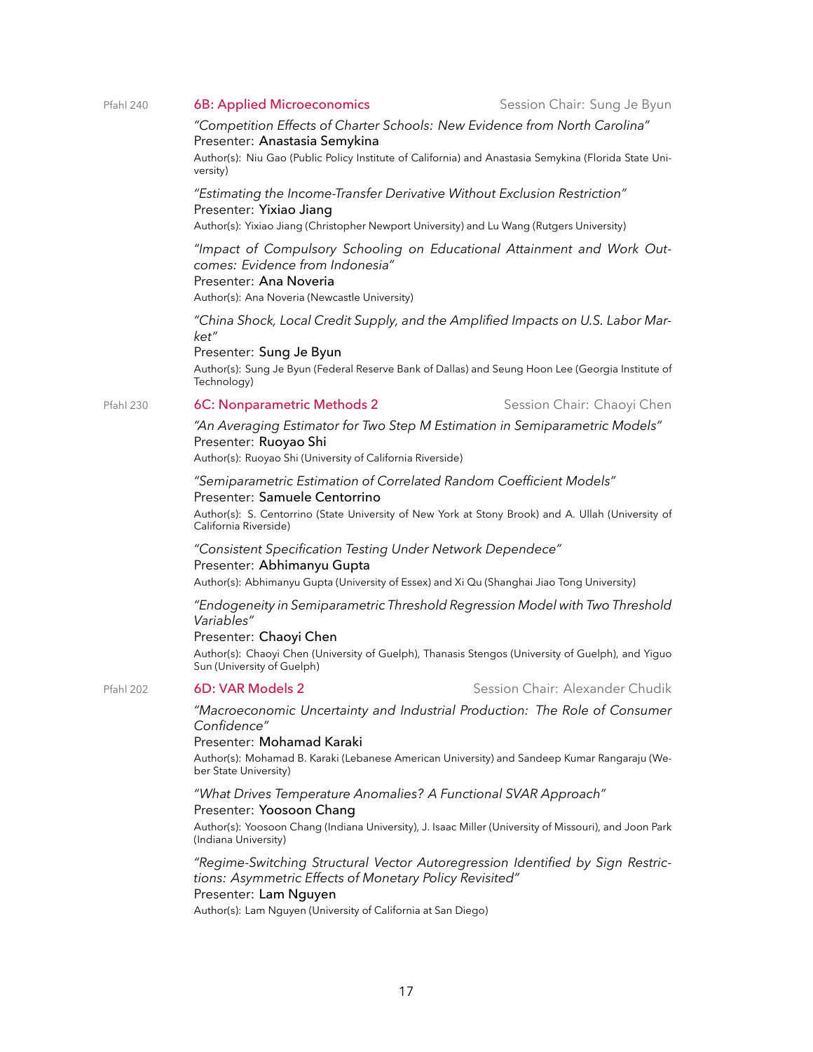Pfahl 240

## 6B: Applied Microeconomics

Session Chair: Sung Je Byun

*"Competition Effects of Charter Schools: New Evidence from North Carolina"*
Presenter: **Anastasia Semykina**
Author(s): Niu Gao (Public Policy Institute of California) and Anastasia Semykina (Florida State University)

*"Estimating the Income-Transfer Derivative Without Exclusion Restriction"*
Presenter: **Yixiao Jiang**
Author(s): Yixiao Jiang (Christopher Newport University) and Lu Wang (Rutgers University)

*"Impact of Compulsory Schooling on Educational Attainment and Work Outcomes: Evidence from Indonesia"*
Presenter: **Ana Noveria**
Author(s): Ana Noveria (Newcastle University)

*"China Shock, Local Credit Supply, and the Amplified Impacts on U.S. Labor Market"*
Presenter: **Sung Je Byun**
Author(s): Sung Je Byun (Federal Reserve Bank of Dallas) and Seung Hoon Lee (Georgia Institute of Technology)

Pfahl 230

## 6C: Nonparametric Methods 2

Session Chair: Chaoyi Chen

*"An Averaging Estimator for Two Step M Estimation in Semiparametric Models"*
Presenter: **Ruoyao Shi**
Author(s): Ruoyao Shi (University of California Riverside)

*"Semiparametric Estimation of Correlated Random Coefficient Models"*
Presenter: **Samuele Centorrino**
Author(s): S. Centorrino (State University of New York at Stony Brook) and A. Ullah (University of California Riverside)

*"Consistent Specification Testing Under Network Dependece"*
Presenter: **Abhimanyu Gupta**
Author(s): Abhimanyu Gupta (University of Essex) and Xi Qu (Shanghai Jiao Tong University)

*"Endogeneity in Semiparametric Threshold Regression Model with Two Threshold Variables"*
Presenter: **Chaoyi Chen**
Author(s): Chaoyi Chen (University of Guelph), Thanasis Stengos (University of Guelph), and Yiguo Sun (University of Guelph)

Pfahl 202

## 6D: VAR Models 2

Session Chair: Alexander Chudik

*"Macroeconomic Uncertainty and Industrial Production: The Role of Consumer Confidence"*
Presenter: **Mohamad Karaki**
Author(s): Mohamad B. Karaki (Lebanese American University) and Sandeep Kumar Rangaraju (Weber State University)

*"What Drives Temperature Anomalies? A Functional SVAR Approach"*
Presenter: **Yoosoon Chang**
Author(s): Yoosoon Chang (Indiana University), J. Isaac Miller (University of Missouri), and Joon Park (Indiana University)

*"Regime-Switching Structural Vector Autoregression Identified by Sign Restrictions: Asymmetric Effects of Monetary Policy Revisited"*
Presenter: **Lam Nguyen**
Author(s): Lam Nguyen (University of California at San Diego)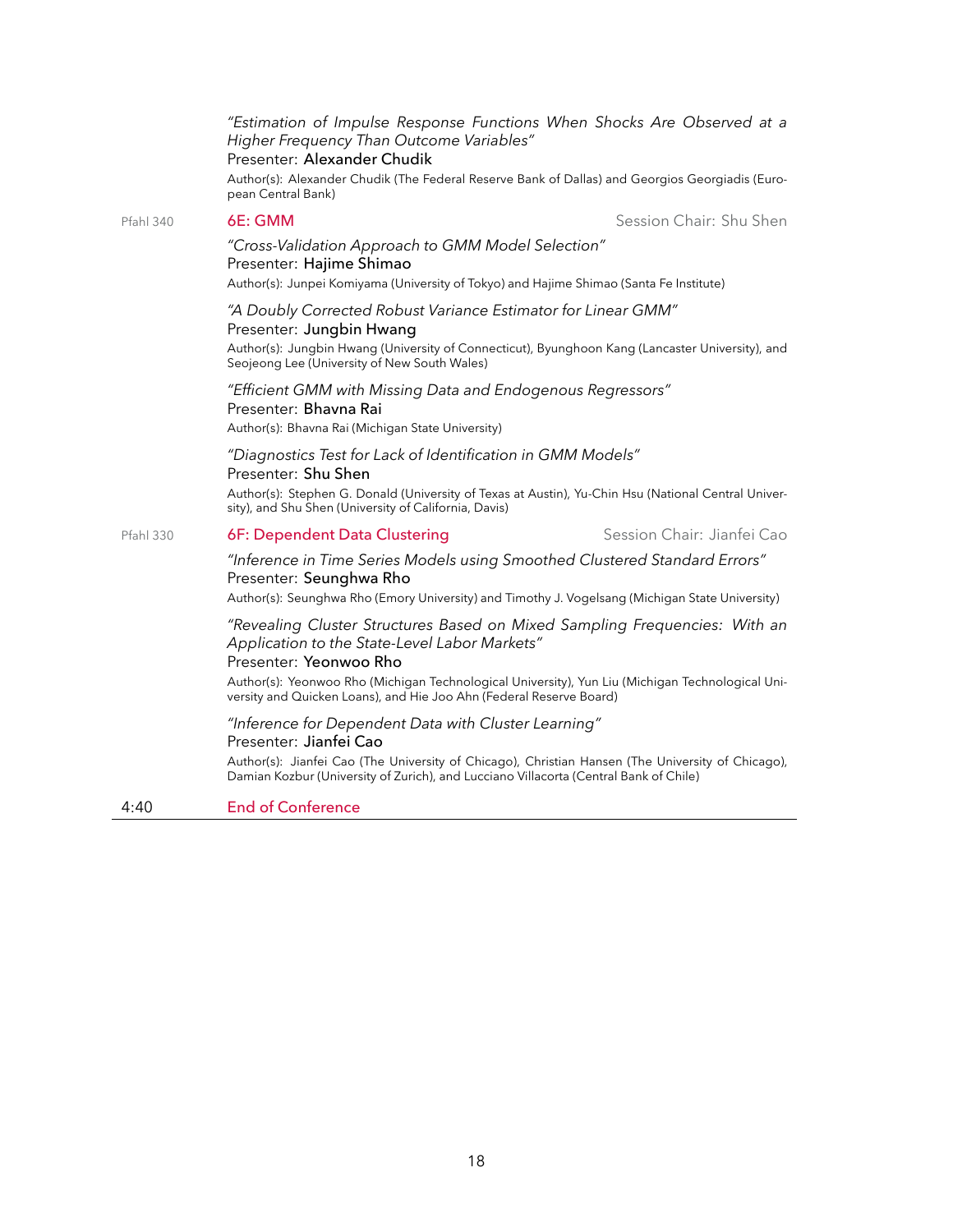*"Estimation of Impulse Response Functions When Shocks Are Observed at a Higher Frequency Than Outcome Variables"*
Presenter: **Alexander Chudik**
Author(s): Alexander Chudik (The Federal Reserve Bank of Dallas) and Georgios Georgiadis (European Central Bank)

Pfahl 340 **6E: GMM** Session Chair: Shu Shen

*"Cross-Validation Approach to GMM Model Selection"*
Presenter: **Hajime Shimao**
Author(s): Junpei Komiyama (University of Tokyo) and Hajime Shimao (Santa Fe Institute)

*"A Doubly Corrected Robust Variance Estimator for Linear GMM"*
Presenter: **Jungbin Hwang**
Author(s): Jungbin Hwang (University of Connecticut), Byunghoon Kang (Lancaster University), and Seojeong Lee (University of New South Wales)

*"Efficient GMM with Missing Data and Endogenous Regressors"*
Presenter: **Bhavna Rai**
Author(s): Bhavna Rai (Michigan State University)

*"Diagnostics Test for Lack of Identification in GMM Models"*
Presenter: **Shu Shen**
Author(s): Stephen G. Donald (University of Texas at Austin), Yu-Chin Hsu (National Central University), and Shu Shen (University of California, Davis)

Pfahl 330 **6F: Dependent Data Clustering** Session Chair: Jianfei Cao

*"Inference in Time Series Models using Smoothed Clustered Standard Errors"*
Presenter: **Seunghwa Rho**
Author(s): Seunghwa Rho (Emory University) and Timothy J. Vogelsang (Michigan State University)

*"Revealing Cluster Structures Based on Mixed Sampling Frequencies: With an Application to the State-Level Labor Markets"*
Presenter: **Yeonwoo Rho**
Author(s): Yeonwoo Rho (Michigan Technological University), Yun Liu (Michigan Technological University and Quicken Loans), and Hie Joo Ahn (Federal Reserve Board)

*"Inference for Dependent Data with Cluster Learning"*
Presenter: **Jianfei Cao**
Author(s): Jianfei Cao (The University of Chicago), Christian Hansen (The University of Chicago), Damian Kozbur (University of Zurich), and Lucciano Villacorta (Central Bank of Chile)

4:40 **End of Conference**